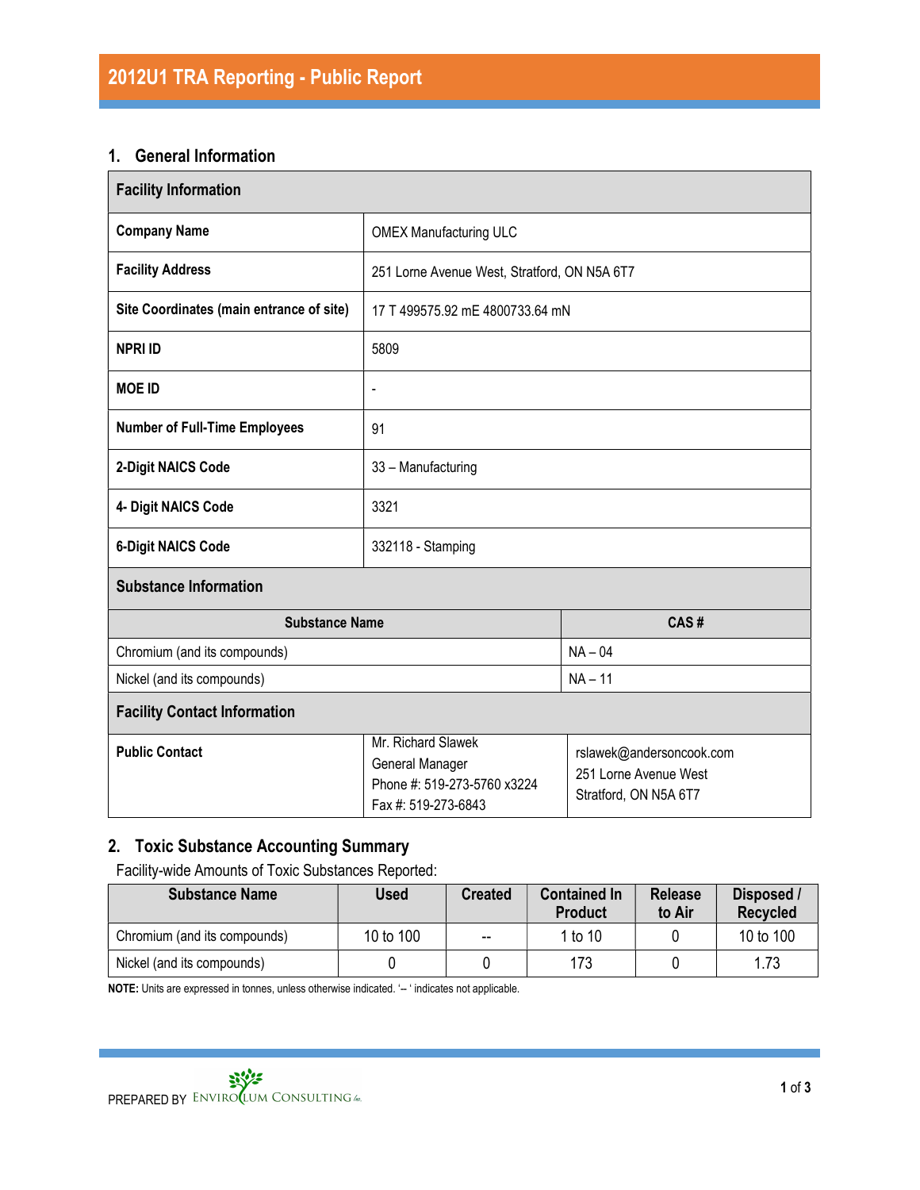# 2012U1 TRA Reporting - Public Report

## 1. General Information

| Facility Information | |
|---|---|
| **Company Name** | OMEX Manufacturing ULC |
| **Facility Address** | 251 Lorne Avenue West, Stratford, ON N5A 6T7 |
| **Site Coordinates (main entrance of site)** | 17 T 499575.92 mE 4800733.64 mN |
| **NPRI ID** | 5809 |
| **MOE ID** | - |
| **Number of Full-Time Employees** | 91 |
| **2-Digit NAICS Code** | 33 – Manufacturing |
| **4- Digit NAICS Code** | 3321 |
| **6-Digit NAICS Code** | 332118 - Stamping |

**Substance Information**

| Substance Name | CAS # |
|---|---|
| Chromium (and its compounds) | NA – 04 |
| Nickel (and its compounds) | NA – 11 |

**Facility Contact Information**

| | | |
|---|---|---|
| **Public Contact** | Mr. Richard Slawek<br>General Manager<br>Phone #: 519-273-5760 x3224<br>Fax #: 519-273-6843 | rslawek@andersoncook.com<br>251 Lorne Avenue West<br>Stratford, ON N5A 6T7 |

## 2. Toxic Substance Accounting Summary

Facility-wide Amounts of Toxic Substances Reported:

| Substance Name | Used | Created | Contained In Product | Release to Air | Disposed / Recycled |
|---|---|---|---|---|---|
| Chromium (and its compounds) | 10 to 100 | -- | 1 to 10 | 0 | 10 to 100 |
| Nickel (and its compounds) | 0 | 0 | 173 | 0 | 1.73 |

**NOTE:** Units are expressed in tonnes, unless otherwise indicated. '-- ' indicates not applicable.

PREPARED BY ENVIROCLUM CONSULTING Inc.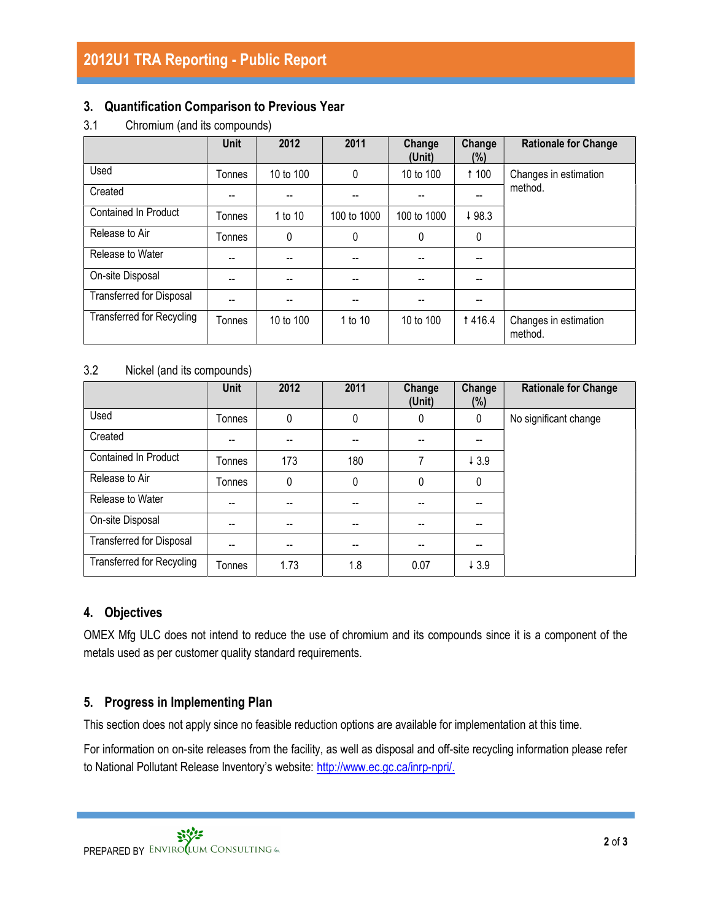## 3. Quantification Comparison to Previous Year

### 3.1 Chromium (and its compounds)

| | Unit | 2012 | 2011 | Change (Unit) | Change (%) | Rationale for Change |
|---|---|---|---|---|---|---|
| Used | Tonnes | 10 to 100 | 0 | 10 to 100 | ↑ 100 | Changes in estimation method. |
| Created | -- | -- | -- | -- | -- | |
| Contained In Product | Tonnes | 1 to 10 | 100 to 1000 | 100 to 1000 | ↓ 98.3 | |
| Release to Air | Tonnes | 0 | 0 | 0 | 0 | |
| Release to Water | -- | -- | -- | -- | -- | |
| On-site Disposal | -- | -- | -- | -- | -- | |
| Transferred for Disposal | -- | -- | -- | -- | -- | |
| Transferred for Recycling | Tonnes | 10 to 100 | 1 to 10 | 10 to 100 | ↑ 416.4 | Changes in estimation method. |

### 3.2 Nickel (and its compounds)

| | Unit | 2012 | 2011 | Change (Unit) | Change (%) | Rationale for Change |
|---|---|---|---|---|---|---|
| Used | Tonnes | 0 | 0 | 0 | 0 | No significant change |
| Created | -- | -- | -- | -- | -- | |
| Contained In Product | Tonnes | 173 | 180 | 7 | ↓ 3.9 | |
| Release to Air | Tonnes | 0 | 0 | 0 | 0 | |
| Release to Water | -- | -- | -- | -- | -- | |
| On-site Disposal | -- | -- | -- | -- | -- | |
| Transferred for Disposal | -- | -- | -- | -- | -- | |
| Transferred for Recycling | Tonnes | 1.73 | 1.8 | 0.07 | ↓ 3.9 | |

## 4. Objectives

OMEX Mfg ULC does not intend to reduce the use of chromium and its compounds since it is a component of the metals used as per customer quality standard requirements.

## 5. Progress in Implementing Plan

This section does not apply since no feasible reduction options are available for implementation at this time.

For information on on-site releases from the facility, as well as disposal and off-site recycling information please refer to National Pollutant Release Inventory's website: [http://www.ec.gc.ca/inrp-npri/.](http://www.ec.gc.ca/inrp-npri/)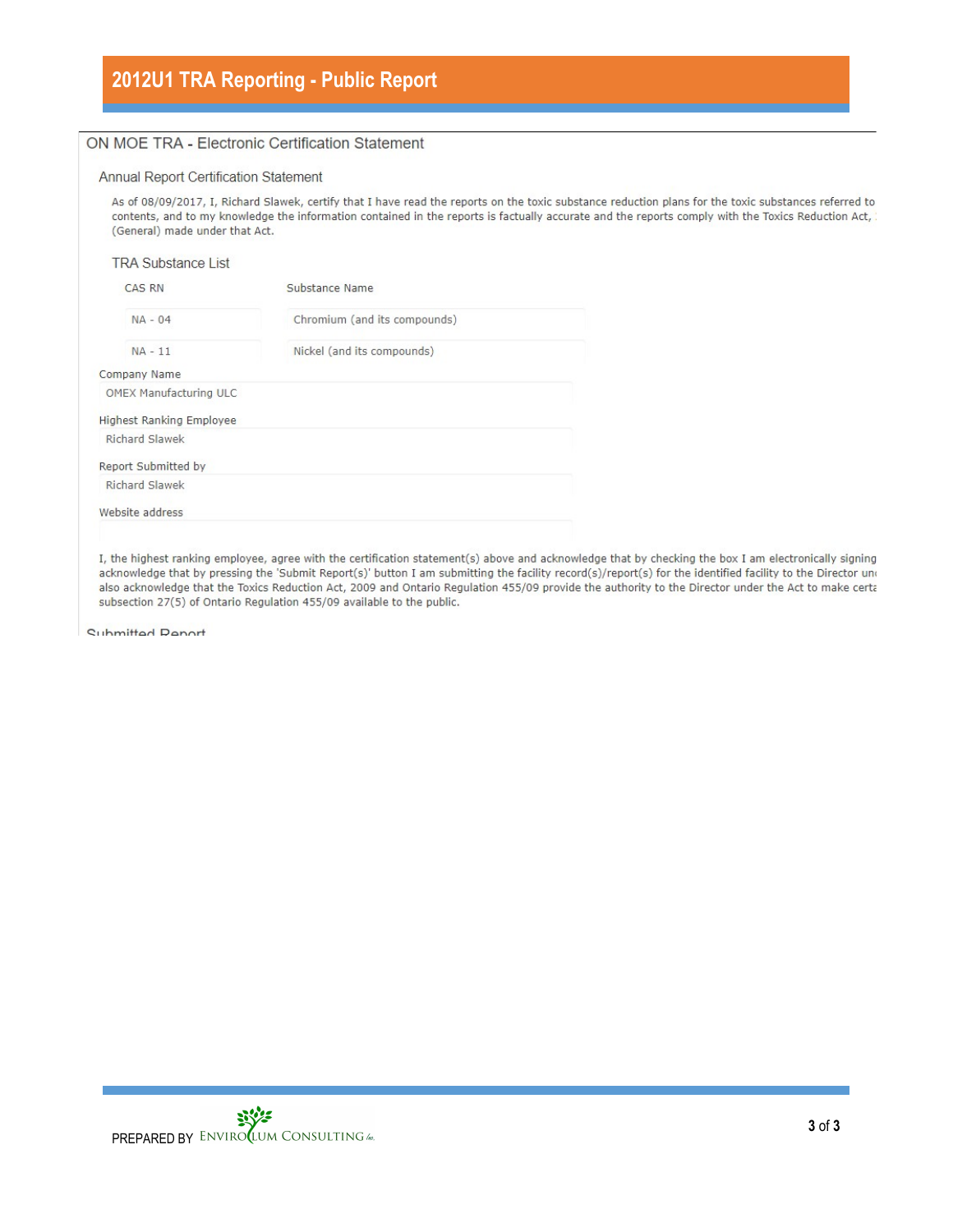# 2012U1 TRA Reporting - Public Report

## ON MOE TRA - Electronic Certification Statement

### Annual Report Certification Statement

As of 08/09/2017, I, Richard Slawek, certify that I have read the reports on the toxic substance reduction plans for the toxic substances referred to contents, and to my knowledge the information contained in the reports is factually accurate and the reports comply with the Toxics Reduction Act, (General) made under that Act.

### TRA Substance List

| CAS RN | Substance Name |
| --- | --- |
| NA - 04 | Chromium (and its compounds) |
| NA - 11 | Nickel (and its compounds) |

Company Name

OMEX Manufacturing ULC

Highest Ranking Employee

Richard Slawek

Report Submitted by

Richard Slawek

Website address

I, the highest ranking employee, agree with the certification statement(s) above and acknowledge that by checking the box I am electronically signing acknowledge that by pressing the 'Submit Report(s)' button I am submitting the facility record(s)/report(s) for the identified facility to the Director und also acknowledge that the Toxics Reduction Act, 2009 and Ontario Regulation 455/09 provide the authority to the Director under the Act to make certa subsection 27(5) of Ontario Regulation 455/09 available to the public.

Submitted Report

PREPARED BY ENVIROCLUM CONSULTING